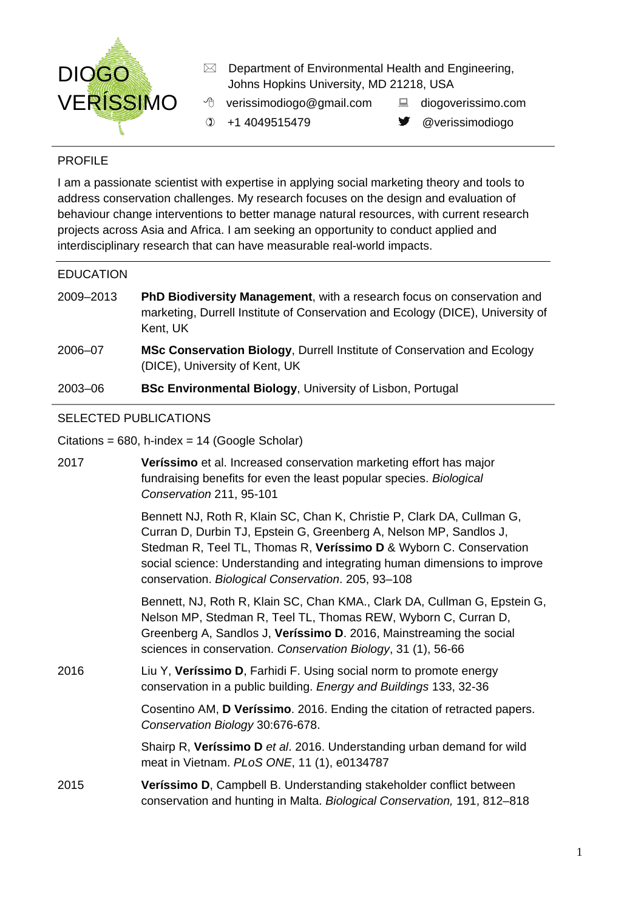# DIOGO VERÍSSIMO

Department of Environmental Health and Engineering, Johns Hopkins University, MD 21218, USA

verissimodiogo@gmail.com | diogoverissimo.com

+1 4049515479 | @verissimodiogo

## PROFILE

I am a passionate scientist with expertise in applying social marketing theory and tools to address conservation challenges. My research focuses on the design and evaluation of behaviour change interventions to better manage natural resources, with current research projects across Asia and Africa. I am seeking an opportunity to conduct applied and interdisciplinary research that can have measurable real-world impacts.

## EDUCATION

2009–2013 **PhD Biodiversity Management**, with a research focus on conservation and marketing, Durrell Institute of Conservation and Ecology (DICE), University of Kent, UK

2006–07 **MSc Conservation Biology**, Durrell Institute of Conservation and Ecology (DICE), University of Kent, UK

2003–06 **BSc Environmental Biology**, University of Lisbon, Portugal

## SELECTED PUBLICATIONS

Citations = 680, h-index = 14 (Google Scholar)

**2017**

**Veríssimo** et al. Increased conservation marketing effort has major fundraising benefits for even the least popular species. *Biological Conservation* 211, 95-101

Bennett NJ, Roth R, Klain SC, Chan K, Christie P, Clark DA, Cullman G, Curran D, Durbin TJ, Epstein G, Greenberg A, Nelson MP, Sandlos J, Stedman R, Teel TL, Thomas R, **Veríssimo D** & Wyborn C. Conservation social science: Understanding and integrating human dimensions to improve conservation. *Biological Conservation*. 205, 93–108

Bennett, NJ, Roth R, Klain SC, Chan KMA., Clark DA, Cullman G, Epstein G, Nelson MP, Stedman R, Teel TL, Thomas REW, Wyborn C, Curran D, Greenberg A, Sandlos J, **Veríssimo D**. 2016, Mainstreaming the social sciences in conservation. *Conservation Biology*, 31 (1), 56-66

**2016**

Liu Y, **Veríssimo D**, Farhidi F. Using social norm to promote energy conservation in a public building. *Energy and Buildings* 133, 32-36

Cosentino AM, **D Veríssimo**. 2016. Ending the citation of retracted papers. *Conservation Biology* 30:676-678.

Shairp R, **Veríssimo D** *et al*. 2016. Understanding urban demand for wild meat in Vietnam. *PLoS ONE*, 11 (1), e0134787

**2015**

**Veríssimo D**, Campbell B. Understanding stakeholder conflict between conservation and hunting in Malta. *Biological Conservation,* 191, 812–818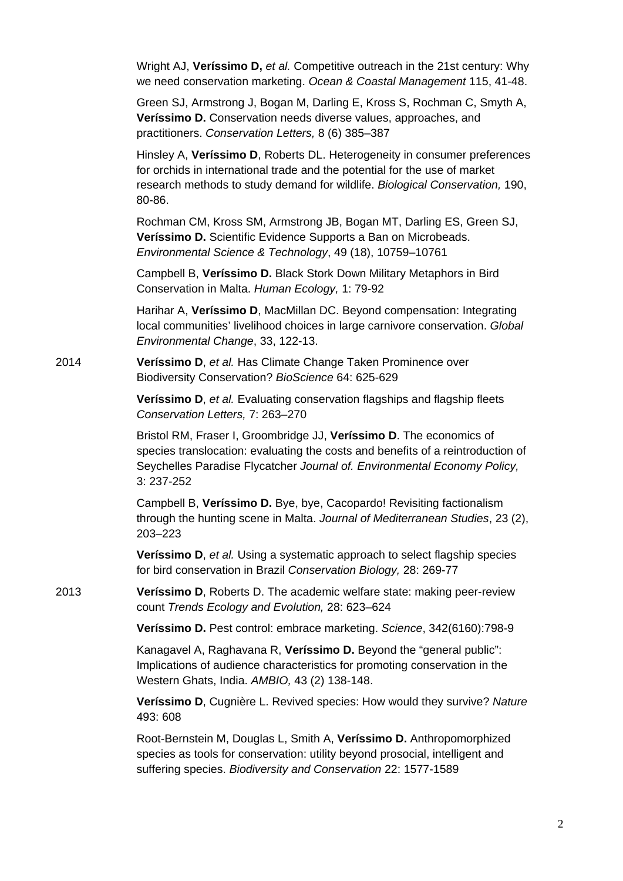Wright AJ, **Veríssimo D,** *et al.* Competitive outreach in the 21st century: Why we need conservation marketing. *Ocean & Coastal Management* 115, 41-48.

Green SJ, Armstrong J, Bogan M, Darling E, Kross S, Rochman C, Smyth A, **Veríssimo D.** Conservation needs diverse values, approaches, and practitioners. *Conservation Letters,* 8 (6) 385–387

Hinsley A, **Veríssimo D**, Roberts DL. Heterogeneity in consumer preferences for orchids in international trade and the potential for the use of market research methods to study demand for wildlife. *Biological Conservation,* 190, 80-86.

Rochman CM, Kross SM, Armstrong JB, Bogan MT, Darling ES, Green SJ, **Veríssimo D.** Scientific Evidence Supports a Ban on Microbeads. *Environmental Science & Technology*, 49 (18), 10759–10761

Campbell B, **Veríssimo D.** Black Stork Down Military Metaphors in Bird Conservation in Malta. *Human Ecology,* 1: 79-92

Harihar A, **Veríssimo D**, MacMillan DC. Beyond compensation: Integrating local communities' livelihood choices in large carnivore conservation. *Global Environmental Change*, 33, 122-13.

2014

**Veríssimo D**, *et al.* Has Climate Change Taken Prominence over Biodiversity Conservation? *BioScience* 64: 625-629

**Veríssimo D**, *et al.* Evaluating conservation flagships and flagship fleets *Conservation Letters,* 7: 263–270

Bristol RM, Fraser I, Groombridge JJ, **Veríssimo D**. The economics of species translocation: evaluating the costs and benefits of a reintroduction of Seychelles Paradise Flycatcher *Journal of. Environmental Economy Policy,* 3: 237-252

Campbell B, **Veríssimo D.** Bye, bye, Cacopardo! Revisiting factionalism through the hunting scene in Malta. *Journal of Mediterranean Studies*, 23 (2), 203–223

**Veríssimo D**, *et al.* Using a systematic approach to select flagship species for bird conservation in Brazil *Conservation Biology,* 28: 269-77

2013

**Veríssimo D**, Roberts D. The academic welfare state: making peer-review count *Trends Ecology and Evolution,* 28: 623–624

**Veríssimo D.** Pest control: embrace marketing. *Science*, 342(6160):798-9

Kanagavel A, Raghavana R, **Veríssimo D.** Beyond the "general public": Implications of audience characteristics for promoting conservation in the Western Ghats, India. *AMBIO,* 43 (2) 138-148.

**Veríssimo D**, Cugnière L. Revived species: How would they survive? *Nature* 493: 608

Root-Bernstein M, Douglas L, Smith A, **Veríssimo D.** Anthropomorphized species as tools for conservation: utility beyond prosocial, intelligent and suffering species. *Biodiversity and Conservation* 22: 1577-1589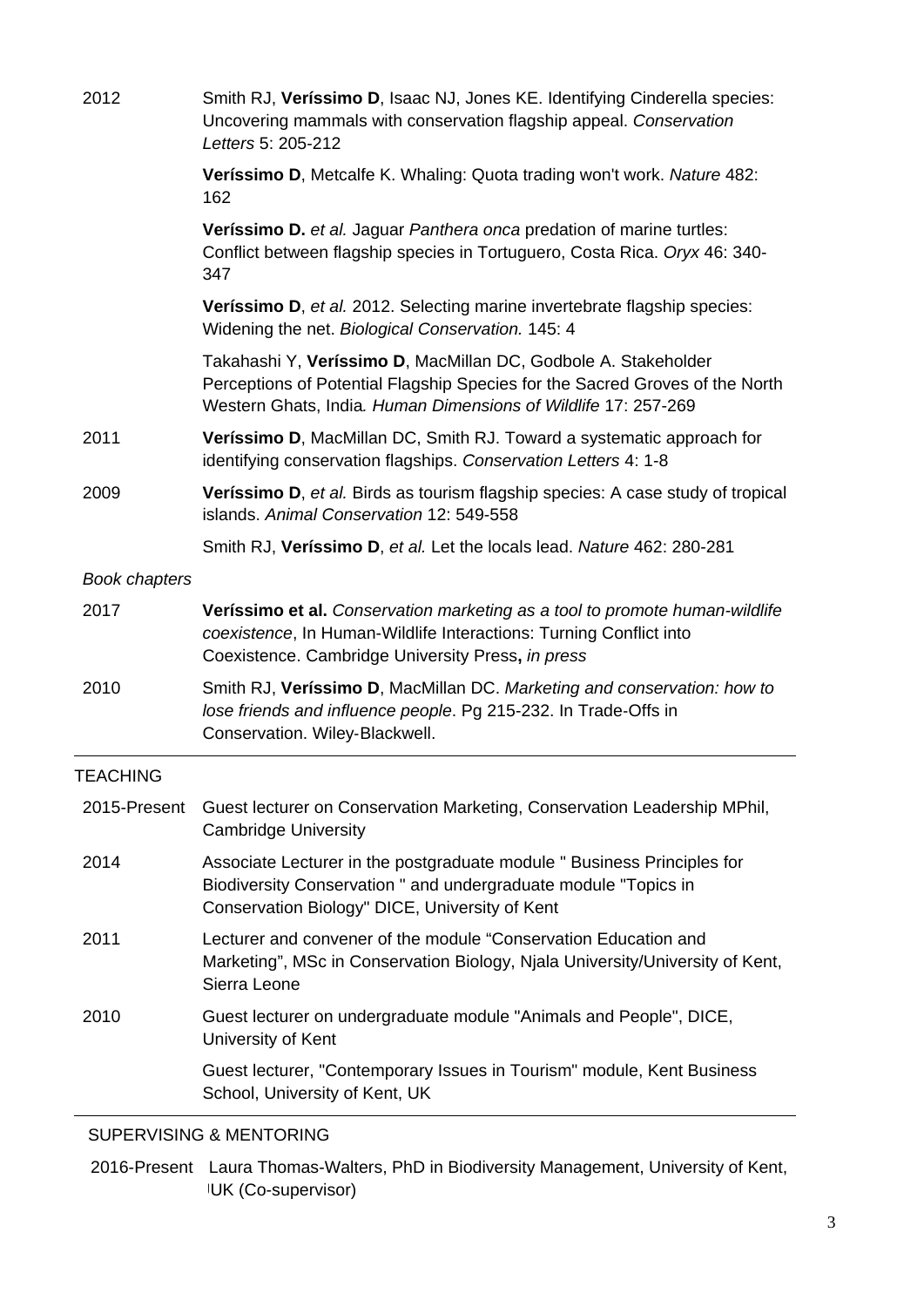| | |
|---|---|
| 2012 | Smith RJ, **Veríssimo D**, Isaac NJ, Jones KE. Identifying Cinderella species: Uncovering mammals with conservation flagship appeal. *Conservation Letters* 5: 205-212 |
| | **Veríssimo D**, Metcalfe K. Whaling: Quota trading won't work. *Nature* 482: 162 |
| | **Veríssimo D.** *et al.* Jaguar *Panthera onca* predation of marine turtles: Conflict between flagship species in Tortuguero, Costa Rica. *Oryx* 46: 340-347 |
| | **Veríssimo D**, *et al.* 2012. Selecting marine invertebrate flagship species: Widening the net. *Biological Conservation.* 145: 4 |
| | Takahashi Y, **Veríssimo D**, MacMillan DC, Godbole A. Stakeholder Perceptions of Potential Flagship Species for the Sacred Groves of the North Western Ghats, India*. Human Dimensions of Wildlife* 17: 257-269 |
| 2011 | **Veríssimo D**, MacMillan DC, Smith RJ. Toward a systematic approach for identifying conservation flagships. *Conservation Letters* 4: 1-8 |
| 2009 | **Veríssimo D**, *et al.* Birds as tourism flagship species: A case study of tropical islands. *Animal Conservation* 12: 549-558 |
| | Smith RJ, **Veríssimo D**, *et al.* Let the locals lead. *Nature* 462: 280-281 |

*Book chapters*

| | |
|---|---|
| 2017 | **Veríssimo et al.** *Conservation marketing as a tool to promote human-wildlife coexistence*, In Human-Wildlife Interactions: Turning Conflict into Coexistence. Cambridge University Press**,** *in press* |
| 2010 | Smith RJ, **Veríssimo D**, MacMillan DC. *Marketing and conservation: how to lose friends and influence people*. Pg 215-232. In Trade-Offs in Conservation. Wiley-Blackwell. |

## TEACHING

| | |
|---|---|
| 2015-Present | Guest lecturer on Conservation Marketing, Conservation Leadership MPhil, Cambridge University |
| 2014 | Associate Lecturer in the postgraduate module " Business Principles for Biodiversity Conservation " and undergraduate module "Topics in Conservation Biology" DICE, University of Kent |
| 2011 | Lecturer and convener of the module “Conservation Education and Marketing”, MSc in Conservation Biology, Njala University/University of Kent, Sierra Leone |
| 2010 | Guest lecturer on undergraduate module "Animals and People", DICE, University of Kent |
| | Guest lecturer, "Contemporary Issues in Tourism" module, Kent Business School, University of Kent, UK |

## SUPERVISING & MENTORING

| | |
|---|---|
| 2016-Present | Laura Thomas-Walters, PhD in Biodiversity Management, University of Kent, UK (Co-supervisor) |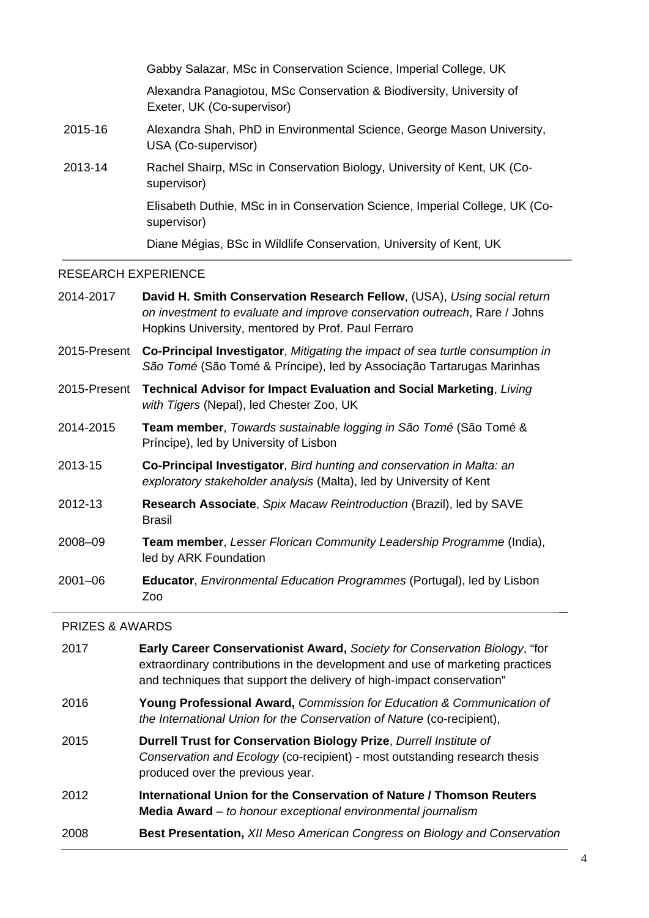| | |
|---|---|
| | Gabby Salazar, MSc in Conservation Science, Imperial College, UK |
| | Alexandra Panagiotou, MSc Conservation & Biodiversity, University of Exeter, UK (Co-supervisor) |
| 2015-16 | Alexandra Shah, PhD in Environmental Science, George Mason University, USA (Co-supervisor) |
| 2013-14 | Rachel Shairp, MSc in Conservation Biology, University of Kent, UK (Co-supervisor) |
| | Elisabeth Duthie, MSc in in Conservation Science, Imperial College, UK (Co-supervisor) |
| | Diane Mégias, BSc in Wildlife Conservation, University of Kent, UK |

## RESEARCH EXPERIENCE

| | |
|---|---|
| 2014-2017 | **David H. Smith Conservation Research Fellow**, (USA), *Using social return on investment to evaluate and improve conservation outreach*, Rare / Johns Hopkins University, mentored by Prof. Paul Ferraro |
| 2015-Present | **Co-Principal Investigator**, *Mitigating the impact of sea turtle consumption in São Tomé* (São Tomé & Príncipe), led by Associação Tartarugas Marinhas |
| 2015-Present | **Technical Advisor for Impact Evaluation and Social Marketing**, *Living with Tigers* (Nepal), led Chester Zoo, UK |
| 2014-2015 | **Team member**, *Towards sustainable logging in São Tomé* (São Tomé & Príncipe), led by University of Lisbon |
| 2013-15 | **Co-Principal Investigator**, *Bird hunting and conservation in Malta: an exploratory stakeholder analysis* (Malta), led by University of Kent |
| 2012-13 | **Research Associate**, *Spix Macaw Reintroduction* (Brazil), led by SAVE Brasil |
| 2008–09 | **Team member**, *Lesser Florican Community Leadership Programme* (India), led by ARK Foundation |
| 2001–06 | **Educator**, *Environmental Education Programmes* (Portugal), led by Lisbon Zoo |

## PRIZES & AWARDS

| | |
|---|---|
| 2017 | **Early Career Conservationist Award,** *Society for Conservation Biology*, "for extraordinary contributions in the development and use of marketing practices and techniques that support the delivery of high-impact conservation" |
| 2016 | **Young Professional Award,** *Commission for Education & Communication of the International Union for the Conservation of Nature* (co-recipient), |
| 2015 | **Durrell Trust for Conservation Biology Prize**, *Durrell Institute of Conservation and Ecology* (co-recipient) - most outstanding research thesis produced over the previous year. |
| 2012 | **International Union for the Conservation of Nature / Thomson Reuters Media Award** – *to honour exceptional environmental journalism* |
| 2008 | **Best Presentation,** *XII Meso American Congress on Biology and Conservation* |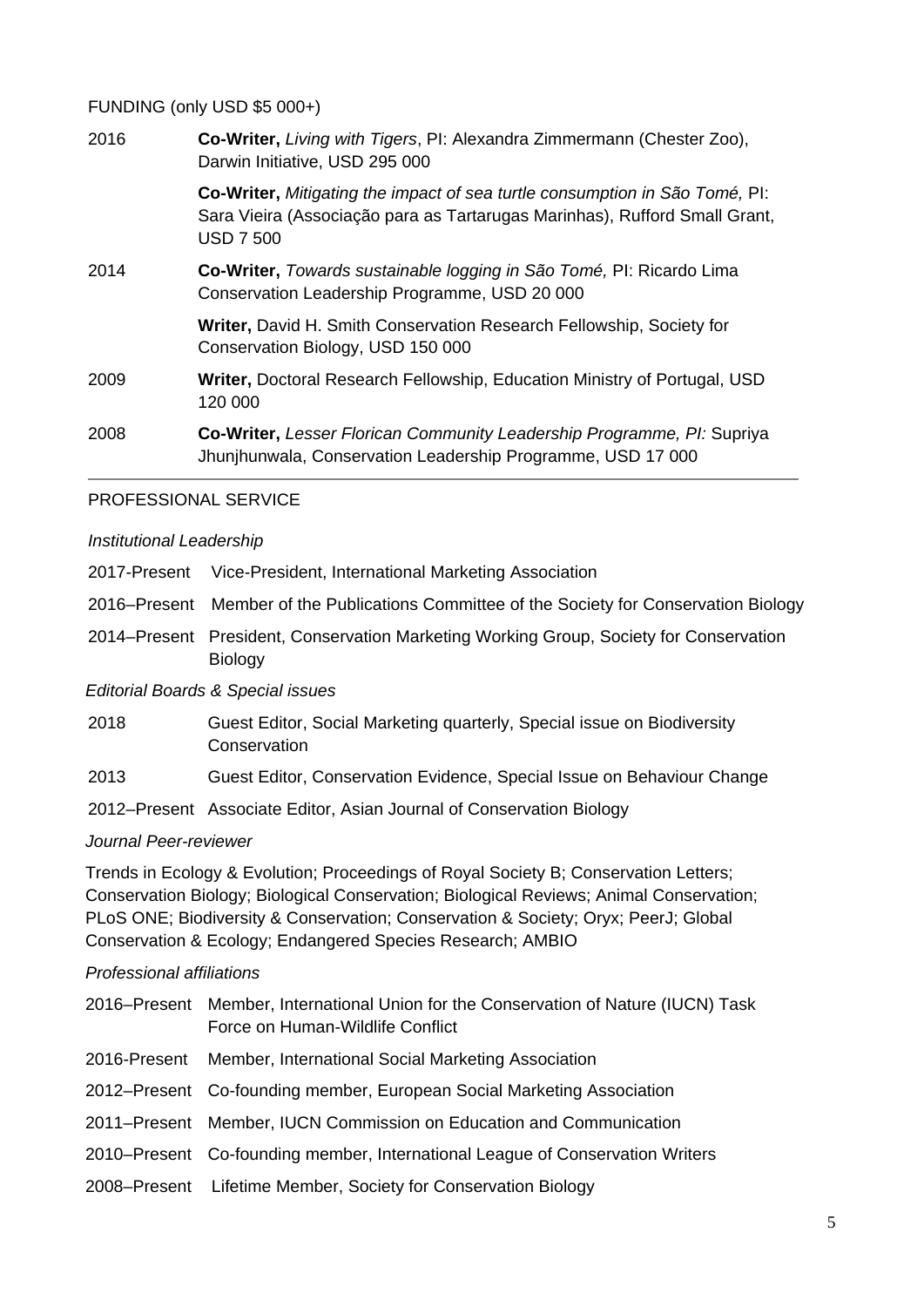## FUNDING (only USD $5 000+)

| | |
|---|---|
| 2016 | **Co-Writer,** *Living with Tigers*, PI: Alexandra Zimmermann (Chester Zoo), Darwin Initiative, USD 295 000 |
| | **Co-Writer,** *Mitigating the impact of sea turtle consumption in São Tomé,* PI: Sara Vieira (Associação para as Tartarugas Marinhas), Rufford Small Grant, USD 7 500 |
| 2014 | **Co-Writer,** *Towards sustainable logging in São Tomé,* PI: Ricardo Lima Conservation Leadership Programme, USD 20 000 |
| | **Writer,** David H. Smith Conservation Research Fellowship, Society for Conservation Biology, USD 150 000 |
| 2009 | **Writer,** Doctoral Research Fellowship, Education Ministry of Portugal, USD 120 000 |
| 2008 | **Co-Writer,** *Lesser Florican Community Leadership Programme, PI:* Supriya Jhunjhunwala, Conservation Leadership Programme, USD 17 000 |

## PROFESSIONAL SERVICE

### *Institutional Leadership*

| | |
|---|---|
| 2017-Present | Vice-President, International Marketing Association |
| 2016–Present | Member of the Publications Committee of the Society for Conservation Biology |
| 2014–Present | President, Conservation Marketing Working Group, Society for Conservation Biology |

### *Editorial Boards & Special issues*

| | |
|---|---|
| 2018 | Guest Editor, Social Marketing quarterly, Special issue on Biodiversity Conservation |
| 2013 | Guest Editor, Conservation Evidence, Special Issue on Behaviour Change |
| 2012–Present | Associate Editor, Asian Journal of Conservation Biology |

### *Journal Peer-reviewer*

Trends in Ecology & Evolution; Proceedings of Royal Society B; Conservation Letters; Conservation Biology; Biological Conservation; Biological Reviews; Animal Conservation; PLoS ONE; Biodiversity & Conservation; Conservation & Society; Oryx; PeerJ; Global Conservation & Ecology; Endangered Species Research; AMBIO

### *Professional affiliations*

| | |
|---|---|
| 2016–Present | Member, International Union for the Conservation of Nature (IUCN) Task Force on Human-Wildlife Conflict |
| 2016-Present | Member, International Social Marketing Association |
| 2012–Present | Co-founding member, European Social Marketing Association |
| 2011–Present | Member, IUCN Commission on Education and Communication |
| 2010–Present | Co-founding member, International League of Conservation Writers |
| 2008–Present | Lifetime Member, Society for Conservation Biology |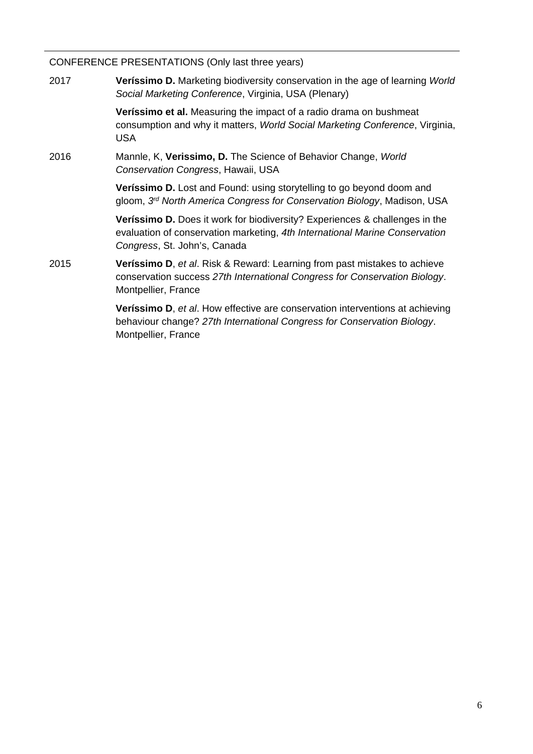CONFERENCE PRESENTATIONS (Only last three years)

2017 **Veríssimo D.** Marketing biodiversity conservation in the age of learning *World Social Marketing Conference*, Virginia, USA (Plenary)

**Veríssimo et al.** Measuring the impact of a radio drama on bushmeat consumption and why it matters, *World Social Marketing Conference*, Virginia, USA

2016 Mannle, K, **Verissimo, D.** The Science of Behavior Change, *World Conservation Congress*, Hawaii, USA

**Veríssimo D.** Lost and Found: using storytelling to go beyond doom and gloom, *3rd North America Congress for Conservation Biology*, Madison, USA

**Veríssimo D.** Does it work for biodiversity? Experiences & challenges in the evaluation of conservation marketing, *4th International Marine Conservation Congress*, St. John's, Canada

2015 **Veríssimo D**, *et al*. Risk & Reward: Learning from past mistakes to achieve conservation success *27th International Congress for Conservation Biology*. Montpellier, France

**Veríssimo D**, *et al*. How effective are conservation interventions at achieving behaviour change? *27th International Congress for Conservation Biology*. Montpellier, France